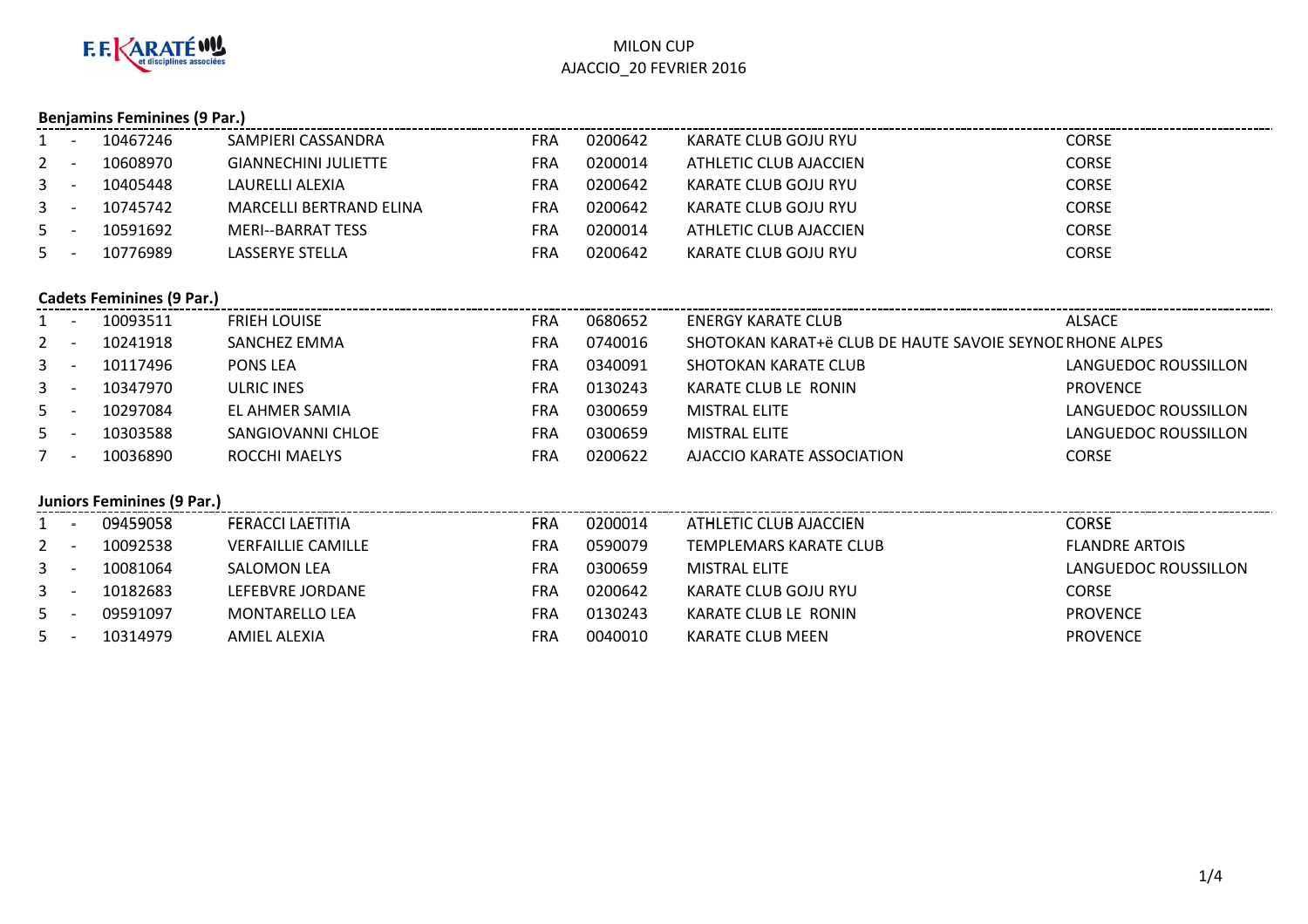F.F. KARATÉ et disciplines associées

MILON CUP
AJACCIO_20 FEVRIER 2016

### Benjamins Feminines (9 Par.)

| Rang | | Licence | Nom | Pays | Club N° | Club | Ligue |
|---|---|---|---|---|---|---|---|
| 1 | - | 10467246 | SAMPIERI CASSANDRA | FRA | 0200642 | KARATE CLUB GOJU RYU | CORSE |
| 2 | - | 10608970 | GIANNECHINI JULIETTE | FRA | 0200014 | ATHLETIC CLUB AJACCIEN | CORSE |
| 3 | - | 10405448 | LAURELLI ALEXIA | FRA | 0200642 | KARATE CLUB GOJU RYU | CORSE |
| 3 | - | 10745742 | MARCELLI BERTRAND ELINA | FRA | 0200642 | KARATE CLUB GOJU RYU | CORSE |
| 5 | - | 10591692 | MERI--BARRAT TESS | FRA | 0200014 | ATHLETIC CLUB AJACCIEN | CORSE |
| 5 | - | 10776989 | LASSERYE STELLA | FRA | 0200642 | KARATE CLUB GOJU RYU | CORSE |

### Cadets Feminines (9 Par.)

| Rang | | Licence | Nom | Pays | Club N° | Club | Ligue |
|---|---|---|---|---|---|---|---|
| 1 | - | 10093511 | FRIEH LOUISE | FRA | 0680652 | ENERGY KARATE CLUB | ALSACE |
| 2 | - | 10241918 | SANCHEZ EMMA | FRA | 0740016 | SHOTOKAN KARAT+ë CLUB DE HAUTE SAVOIE SEYNOD | RHONE ALPES |
| 3 | - | 10117496 | PONS LEA | FRA | 0340091 | SHOTOKAN KARATE CLUB | LANGUEDOC ROUSSILLON |
| 3 | - | 10347970 | ULRIC INES | FRA | 0130243 | KARATE CLUB LE RONIN | PROVENCE |
| 5 | - | 10297084 | EL AHMER SAMIA | FRA | 0300659 | MISTRAL ELITE | LANGUEDOC ROUSSILLON |
| 5 | - | 10303588 | SANGIOVANNI CHLOE | FRA | 0300659 | MISTRAL ELITE | LANGUEDOC ROUSSILLON |
| 7 | - | 10036890 | ROCCHI MAELYS | FRA | 0200622 | AJACCIO KARATE ASSOCIATION | CORSE |

### Juniors Feminines (9 Par.)

| Rang | | Licence | Nom | Pays | Club N° | Club | Ligue |
|---|---|---|---|---|---|---|---|
| 1 | - | 09459058 | FERACCI LAETITIA | FRA | 0200014 | ATHLETIC CLUB AJACCIEN | CORSE |
| 2 | - | 10092538 | VERFAILLIE CAMILLE | FRA | 0590079 | TEMPLEMARS KARATE CLUB | FLANDRE ARTOIS |
| 3 | - | 10081064 | SALOMON LEA | FRA | 0300659 | MISTRAL ELITE | LANGUEDOC ROUSSILLON |
| 3 | - | 10182683 | LEFEBVRE JORDANE | FRA | 0200642 | KARATE CLUB GOJU RYU | CORSE |
| 5 | - | 09591097 | MONTARELLO LEA | FRA | 0130243 | KARATE CLUB LE RONIN | PROVENCE |
| 5 | - | 10314979 | AMIEL ALEXIA | FRA | 0040010 | KARATE CLUB MEEN | PROVENCE |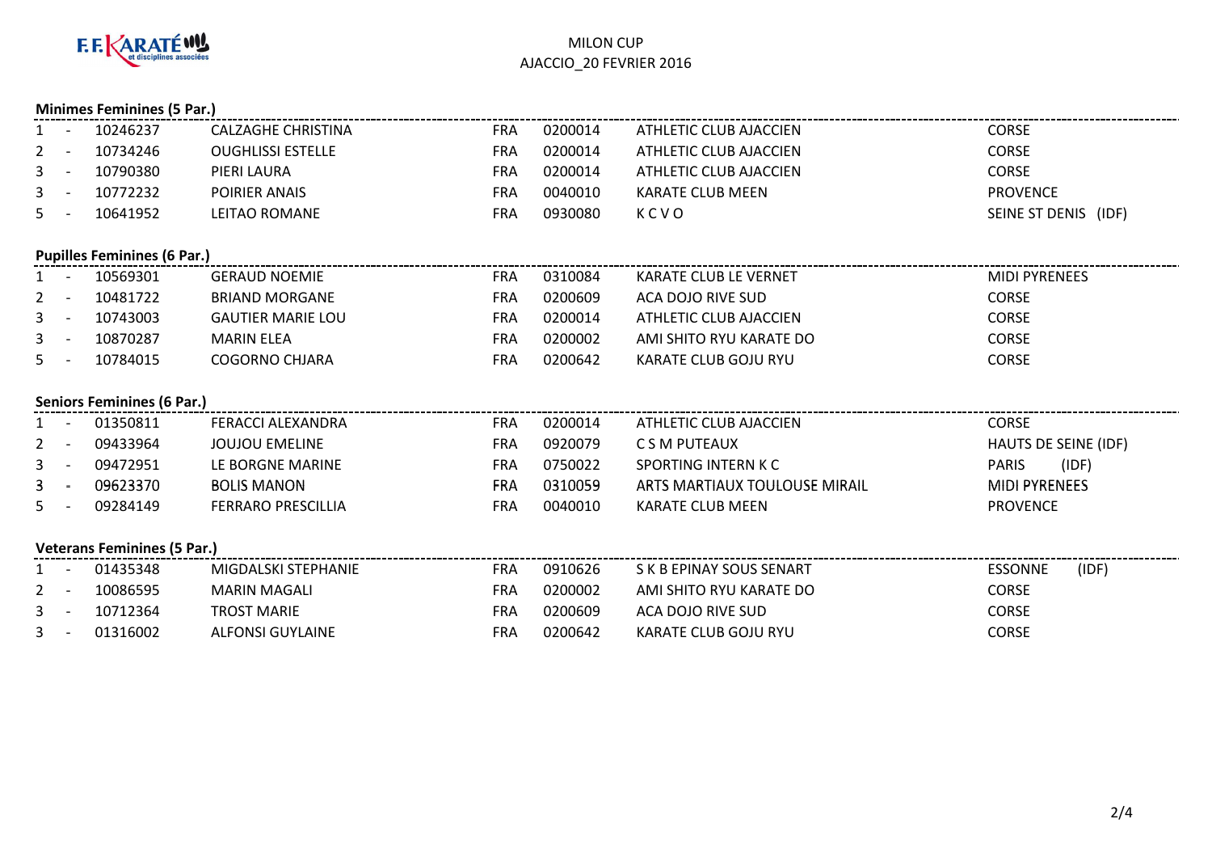F.F. KARATÉ et disciplines associées

MILON CUP
AJACCIO_20 FEVRIER 2016

**Minimes Feminines (5 Par.)**

| | | | | | | | |
|---|---|---|---|---|---|---|---|
| 1 - | 10246237 | CALZAGHE CHRISTINA | FRA | 0200014 | ATHLETIC CLUB AJACCIEN | CORSE |
| 2 - | 10734246 | OUGHLISSI ESTELLE | FRA | 0200014 | ATHLETIC CLUB AJACCIEN | CORSE |
| 3 - | 10790380 | PIERI LAURA | FRA | 0200014 | ATHLETIC CLUB AJACCIEN | CORSE |
| 3 - | 10772232 | POIRIER ANAIS | FRA | 0040010 | KARATE CLUB MEEN | PROVENCE |
| 5 - | 10641952 | LEITAO ROMANE | FRA | 0930080 | K C V O | SEINE ST DENIS (IDF) |

**Pupilles Feminines (6 Par.)**

| | | | | | | |
|---|---|---|---|---|---|---|
| 1 - | 10569301 | GERAUD NOEMIE | FRA | 0310084 | KARATE CLUB LE VERNET | MIDI PYRENEES |
| 2 - | 10481722 | BRIAND MORGANE | FRA | 0200609 | ACA DOJO RIVE SUD | CORSE |
| 3 - | 10743003 | GAUTIER MARIE LOU | FRA | 0200014 | ATHLETIC CLUB AJACCIEN | CORSE |
| 3 - | 10870287 | MARIN ELEA | FRA | 0200002 | AMI SHITO RYU KARATE DO | CORSE |
| 5 - | 10784015 | COGORNO CHJARA | FRA | 0200642 | KARATE CLUB GOJU RYU | CORSE |

**Seniors Feminines (6 Par.)**

| | | | | | | |
|---|---|---|---|---|---|---|
| 1 - | 01350811 | FERACCI ALEXANDRA | FRA | 0200014 | ATHLETIC CLUB AJACCIEN | CORSE |
| 2 - | 09433964 | JOUJOU EMELINE | FRA | 0920079 | C S M PUTEAUX | HAUTS DE SEINE (IDF) |
| 3 - | 09472951 | LE BORGNE MARINE | FRA | 0750022 | SPORTING INTERN K C | PARIS (IDF) |
| 3 - | 09623370 | BOLIS MANON | FRA | 0310059 | ARTS MARTIAUX TOULOUSE MIRAIL | MIDI PYRENEES |
| 5 - | 09284149 | FERRARO PRESCILLIA | FRA | 0040010 | KARATE CLUB MEEN | PROVENCE |

**Veterans Feminines (5 Par.)**

| | | | | | | |
|---|---|---|---|---|---|---|
| 1 - | 01435348 | MIGDALSKI STEPHANIE | FRA | 0910626 | S K B EPINAY SOUS SENART | ESSONNE (IDF) |
| 2 - | 10086595 | MARIN MAGALI | FRA | 0200002 | AMI SHITO RYU KARATE DO | CORSE |
| 3 - | 10712364 | TROST MARIE | FRA | 0200609 | ACA DOJO RIVE SUD | CORSE |
| 3 - | 01316002 | ALFONSI GUYLAINE | FRA | 0200642 | KARATE CLUB GOJU RYU | CORSE |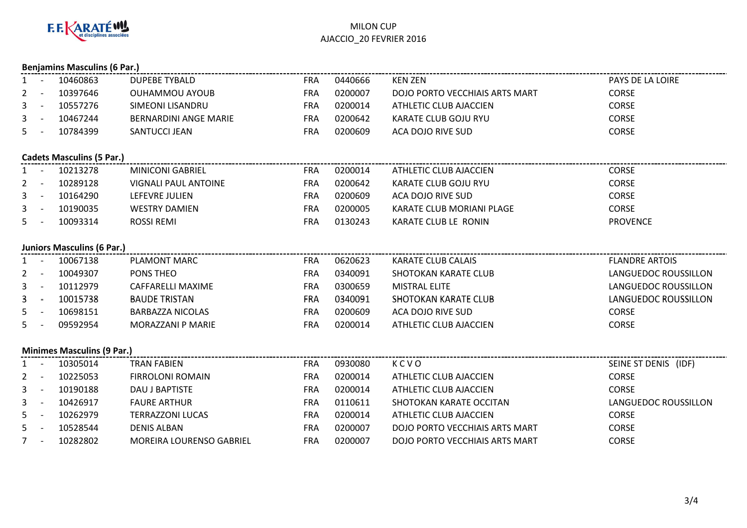F.F.KARATÉ et disciplines associées

MILON CUP
AJACCIO_20 FEVRIER 2016

### Benjamins Masculins (6 Par.)

| | | | | | | | |
|---|---|---|---|---|---|---|---|
| 1 | - | 10460863 | DUPEBE TYBALD | FRA | 0440666 | KEN ZEN | PAYS DE LA LOIRE |
| 2 | - | 10397646 | OUHAMMOU AYOUB | FRA | 0200007 | DOJO PORTO VECCHIAIS ARTS MART | CORSE |
| 3 | - | 10557276 | SIMEONI LISANDRU | FRA | 0200014 | ATHLETIC CLUB AJACCIEN | CORSE |
| 3 | - | 10467244 | BERNARDINI ANGE MARIE | FRA | 0200642 | KARATE CLUB GOJU RYU | CORSE |
| 5 | - | 10784399 | SANTUCCI JEAN | FRA | 0200609 | ACA DOJO RIVE SUD | CORSE |

### Cadets Masculins (5 Par.)

| | | | | | | | |
|---|---|---|---|---|---|---|---|
| 1 | - | 10213278 | MINICONI GABRIEL | FRA | 0200014 | ATHLETIC CLUB AJACCIEN | CORSE |
| 2 | - | 10289128 | VIGNALI PAUL ANTOINE | FRA | 0200642 | KARATE CLUB GOJU RYU | CORSE |
| 3 | - | 10164290 | LEFEVRE JULIEN | FRA | 0200609 | ACA DOJO RIVE SUD | CORSE |
| 3 | - | 10190035 | WESTRY DAMIEN | FRA | 0200005 | KARATE CLUB MORIANI PLAGE | CORSE |
| 5 | - | 10093314 | ROSSI REMI | FRA | 0130243 | KARATE CLUB LE RONIN | PROVENCE |

### Juniors Masculins (6 Par.)

| | | | | | | | |
|---|---|---|---|---|---|---|---|
| 1 | - | 10067138 | PLAMONT MARC | FRA | 0620623 | KARATE CLUB CALAIS | FLANDRE ARTOIS |
| 2 | - | 10049307 | PONS THEO | FRA | 0340091 | SHOTOKAN KARATE CLUB | LANGUEDOC ROUSSILLON |
| 3 | - | 10112979 | CAFFARELLI MAXIME | FRA | 0300659 | MISTRAL ELITE | LANGUEDOC ROUSSILLON |
| 3 | - | 10015738 | BAUDE TRISTAN | FRA | 0340091 | SHOTOKAN KARATE CLUB | LANGUEDOC ROUSSILLON |
| 5 | - | 10698151 | BARBAZZA NICOLAS | FRA | 0200609 | ACA DOJO RIVE SUD | CORSE |
| 5 | - | 09592954 | MORAZZANI P MARIE | FRA | 0200014 | ATHLETIC CLUB AJACCIEN | CORSE |

### Minimes Masculins (9 Par.)

| | | | | | | | |
|---|---|---|---|---|---|---|---|
| 1 | - | 10305014 | TRAN FABIEN | FRA | 0930080 | K C V O | SEINE ST DENIS (IDF) |
| 2 | - | 10225053 | FIRROLONI ROMAIN | FRA | 0200014 | ATHLETIC CLUB AJACCIEN | CORSE |
| 3 | - | 10190188 | DAU J BAPTISTE | FRA | 0200014 | ATHLETIC CLUB AJACCIEN | CORSE |
| 3 | - | 10426917 | FAURE ARTHUR | FRA | 0110611 | SHOTOKAN KARATE OCCITAN | LANGUEDOC ROUSSILLON |
| 5 | - | 10262979 | TERRAZZONI LUCAS | FRA | 0200014 | ATHLETIC CLUB AJACCIEN | CORSE |
| 5 | - | 10528544 | DENIS ALBAN | FRA | 0200007 | DOJO PORTO VECCHIAIS ARTS MART | CORSE |
| 7 | - | 10282802 | MOREIRA LOURENSO GABRIEL | FRA | 0200007 | DOJO PORTO VECCHIAIS ARTS MART | CORSE |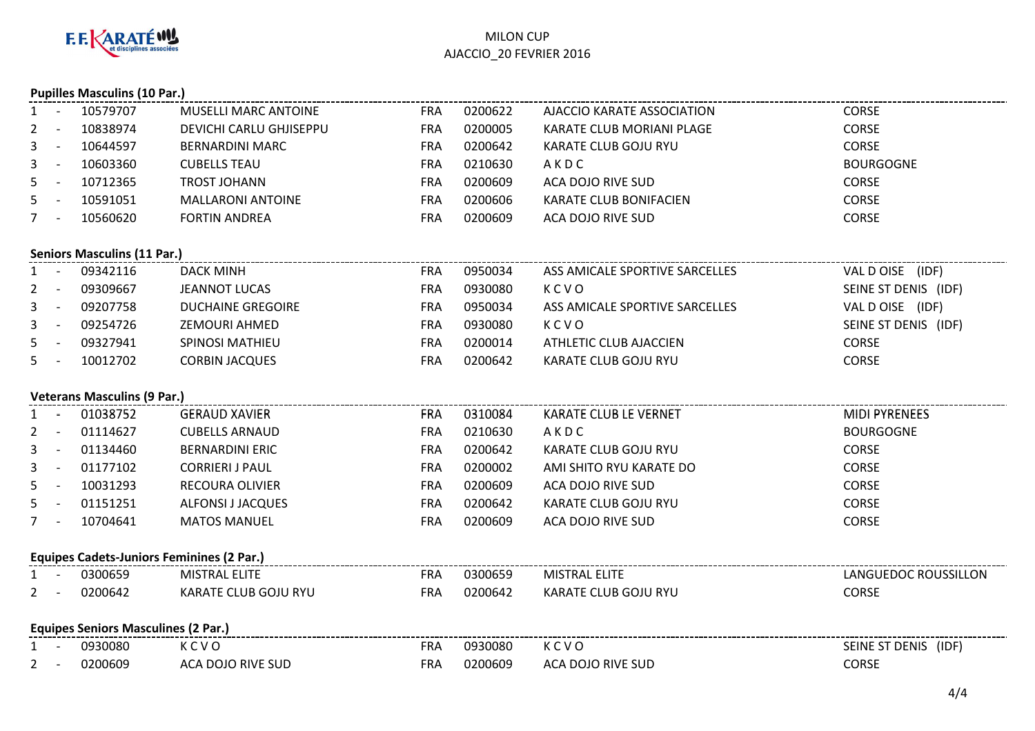MILON CUP
AJACCIO_20 FEVRIER 2016

### Pupilles Masculins (10 Par.)

| | | | | | | | |
|---|---|---|---|---|---|---|---|
| 1 | - | 10579707 | MUSELLI MARC ANTOINE | FRA | 0200622 | AJACCIO KARATE ASSOCIATION | CORSE |
| 2 | - | 10838974 | DEVICHI CARLU GHJISEPPU | FRA | 0200005 | KARATE CLUB MORIANI PLAGE | CORSE |
| 3 | - | 10644597 | BERNARDINI MARC | FRA | 0200642 | KARATE CLUB GOJU RYU | CORSE |
| 3 | - | 10603360 | CUBELLS TEAU | FRA | 0210630 | A K D C | BOURGOGNE |
| 5 | - | 10712365 | TROST JOHANN | FRA | 0200609 | ACA DOJO RIVE SUD | CORSE |
| 5 | - | 10591051 | MALLARONI ANTOINE | FRA | 0200606 | KARATE CLUB BONIFACIEN | CORSE |
| 7 | - | 10560620 | FORTIN ANDREA | FRA | 0200609 | ACA DOJO RIVE SUD | CORSE |

### Seniors Masculins (11 Par.)

| | | | | | | | |
|---|---|---|---|---|---|---|---|
| 1 | - | 09342116 | DACK MINH | FRA | 0950034 | ASS AMICALE SPORTIVE SARCELLES | VAL D OISE (IDF) |
| 2 | - | 09309667 | JEANNOT LUCAS | FRA | 0930080 | K C V O | SEINE ST DENIS (IDF) |
| 3 | - | 09207758 | DUCHAINE GREGOIRE | FRA | 0950034 | ASS AMICALE SPORTIVE SARCELLES | VAL D OISE (IDF) |
| 3 | - | 09254726 | ZEMOURI AHMED | FRA | 0930080 | K C V O | SEINE ST DENIS (IDF) |
| 5 | - | 09327941 | SPINOSI MATHIEU | FRA | 0200014 | ATHLETIC CLUB AJACCIEN | CORSE |
| 5 | - | 10012702 | CORBIN JACQUES | FRA | 0200642 | KARATE CLUB GOJU RYU | CORSE |

### Veterans Masculins (9 Par.)

| | | | | | | | |
|---|---|---|---|---|---|---|---|
| 1 | - | 01038752 | GERAUD XAVIER | FRA | 0310084 | KARATE CLUB LE VERNET | MIDI PYRENEES |
| 2 | - | 01114627 | CUBELLS ARNAUD | FRA | 0210630 | A K D C | BOURGOGNE |
| 3 | - | 01134460 | BERNARDINI ERIC | FRA | 0200642 | KARATE CLUB GOJU RYU | CORSE |
| 3 | - | 01177102 | CORRIERI J PAUL | FRA | 0200002 | AMI SHITO RYU KARATE DO | CORSE |
| 5 | - | 10031293 | RECOURA OLIVIER | FRA | 0200609 | ACA DOJO RIVE SUD | CORSE |
| 5 | - | 01151251 | ALFONSI J JACQUES | FRA | 0200642 | KARATE CLUB GOJU RYU | CORSE |
| 7 | - | 10704641 | MATOS MANUEL | FRA | 0200609 | ACA DOJO RIVE SUD | CORSE |

### Equipes Cadets-Juniors Feminines (2 Par.)

| | | | | | | | |
|---|---|---|---|---|---|---|---|
| 1 | - | 0300659 | MISTRAL ELITE | FRA | 0300659 | MISTRAL ELITE | LANGUEDOC ROUSSILLON |
| 2 | - | 0200642 | KARATE CLUB GOJU RYU | FRA | 0200642 | KARATE CLUB GOJU RYU | CORSE |

### Equipes Seniors Masculines (2 Par.)

| | | | | | | | |
|---|---|---|---|---|---|---|---|
| 1 | - | 0930080 | K C V O | FRA | 0930080 | K C V O | SEINE ST DENIS (IDF) |
| 2 | - | 0200609 | ACA DOJO RIVE SUD | FRA | 0200609 | ACA DOJO RIVE SUD | CORSE |